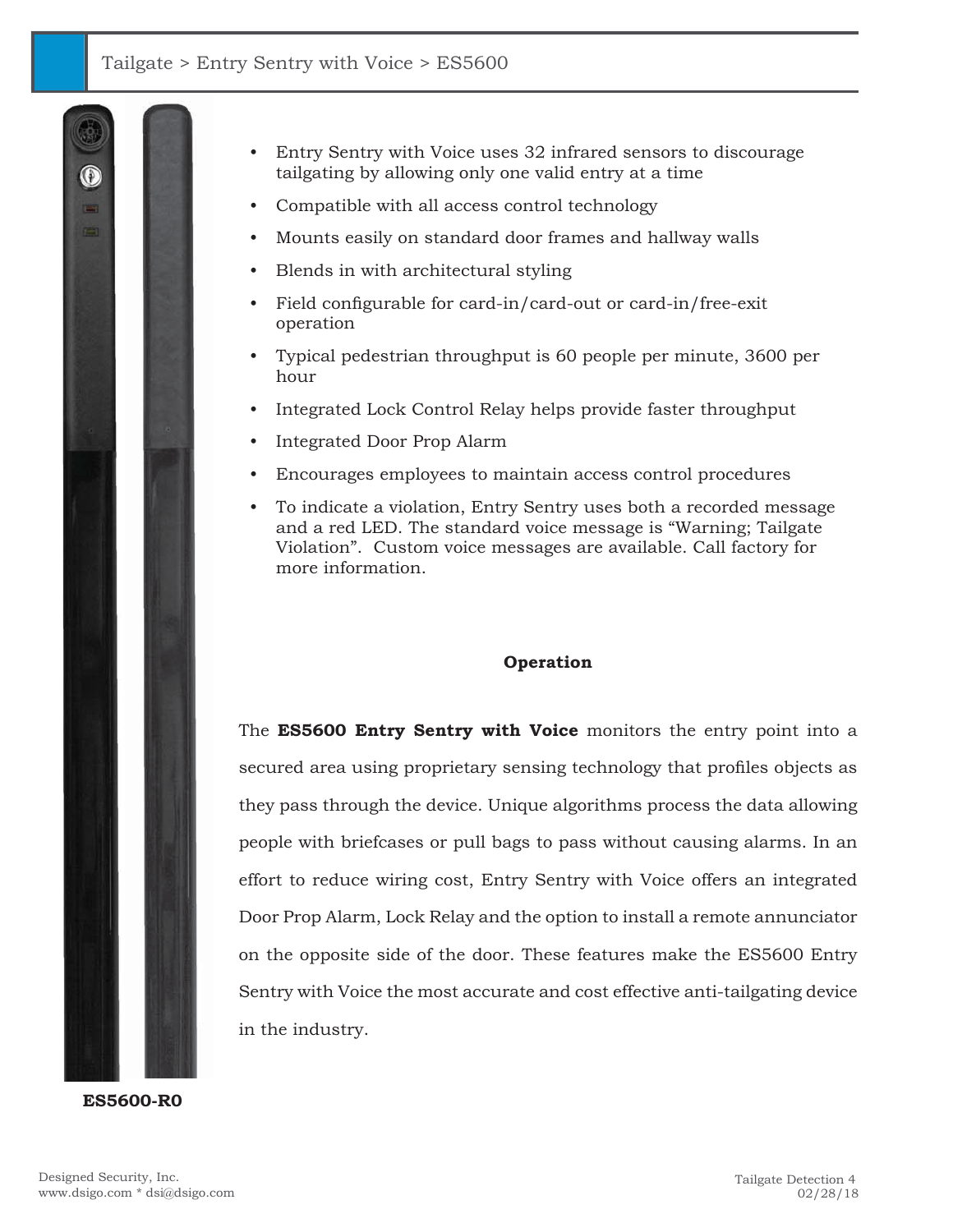Tailgate > Entry Sentry with Voice > ES5600

- Entry Sentry with Voice uses 32 infrared sensors to discourage tailgating by allowing only one valid entry at a time
- Compatible with all access control technology
- Mounts easily on standard door frames and hallway walls
- Blends in with architectural styling
- Field configurable for card-in/card-out or card-in/free-exit operation
- Typical pedestrian throughput is 60 people per minute, 3600 per hour
- Integrated Lock Control Relay helps provide faster throughput
- Integrated Door Prop Alarm
- Encourages employees to maintain access control procedures
- To indicate a violation, Entry Sentry uses both a recorded message and a red LED. The standard voice message is "Warning; Tailgate Violation". Custom voice messages are available. Call factory for more information.

**Operation**

The **ES5600 Entry Sentry with Voice** monitors the entry point into a secured area using proprietary sensing technology that profiles objects as they pass through the device. Unique algorithms process the data allowing people with briefcases or pull bags to pass without causing alarms. In an effort to reduce wiring cost, Entry Sentry with Voice offers an integrated Door Prop Alarm, Lock Relay and the option to install a remote annunciator on the opposite side of the door. These features make the ES5600 Entry Sentry with Voice the most accurate and cost effective anti-tailgating device in the industry.

**ES5600-R0**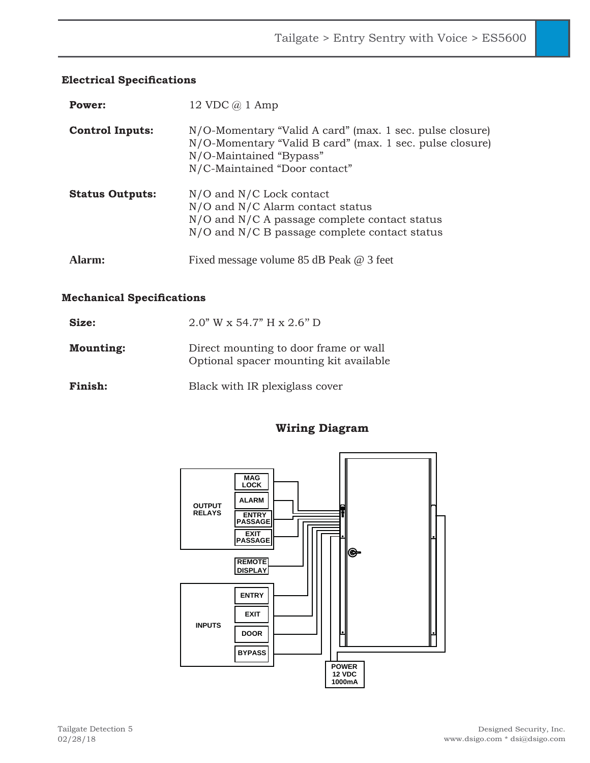## Electrical Specifications

**Power:** 12 VDC @ 1 Amp

**Control Inputs:**
N/O-Momentary "Valid A card" (max. 1 sec. pulse closure)
N/O-Momentary "Valid B card" (max. 1 sec. pulse closure)
N/O-Maintained "Bypass"
N/C-Maintained "Door contact"

**Status Outputs:**
N/O and N/C Lock contact
N/O and N/C Alarm contact status
N/O and N/C A passage complete contact status
N/O and N/C B passage complete contact status

**Alarm:** Fixed message volume 85 dB Peak @ 3 feet

## Mechanical Specifications

**Size:** 2.0" W x 54.7" H x 2.6" D

**Mounting:**
Direct mounting to door frame or wall
Optional spacer mounting kit available

**Finish:** Black with IR plexiglass cover

## Wiring Diagram

OUTPUT RELAYS: MAG LOCK, ALARM, ENTRY PASSAGE, EXIT PASSAGE

REMOTE DISPLAY

INPUTS: ENTRY, EXIT, DOOR, BYPASS

POWER 12 VDC 1000mA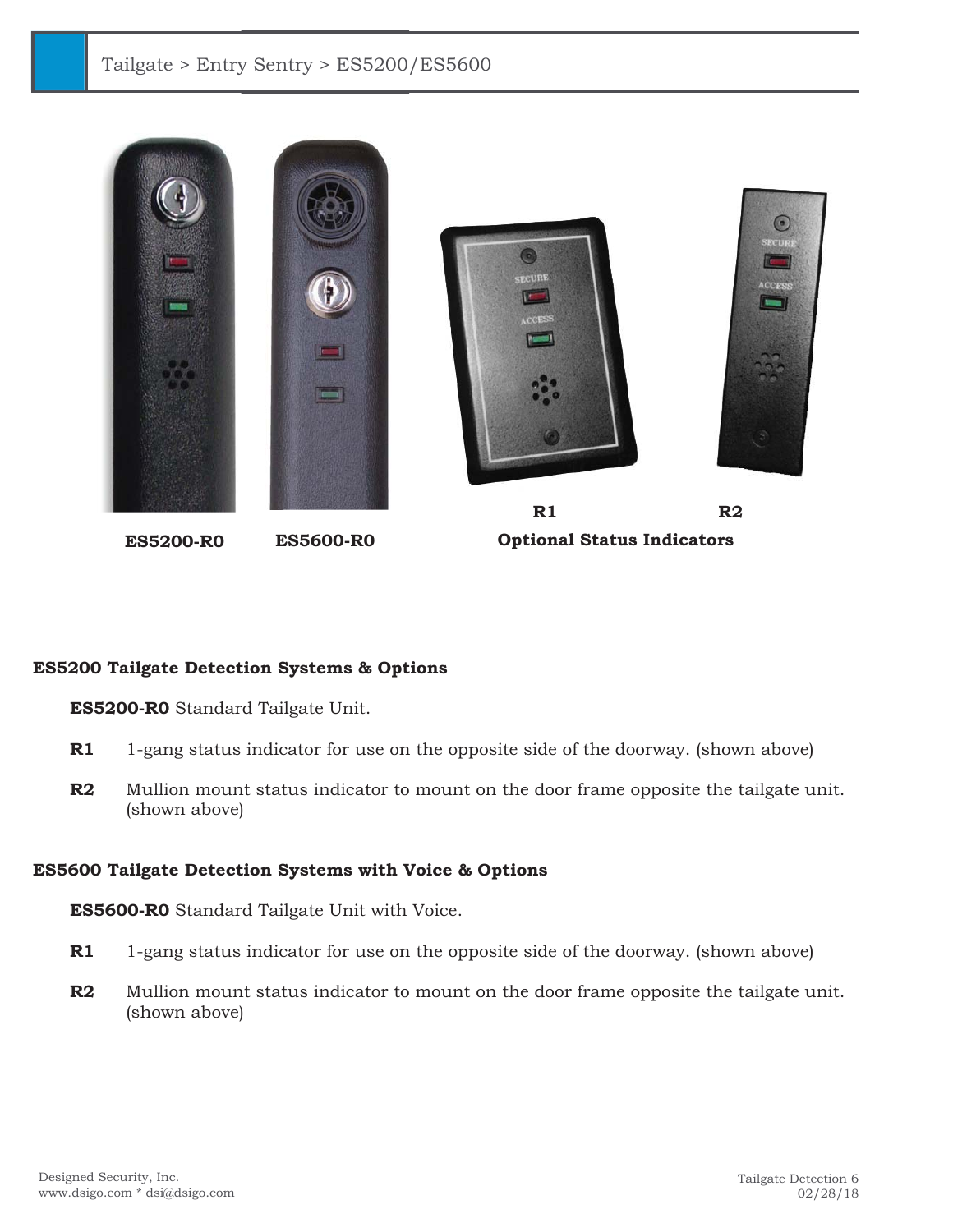ES5200-R0 ES5600-R0

R1 R2

**Optional Status Indicators**

**ES5200 Tailgate Detection Systems & Options**

**ES5200-R0** Standard Tailgate Unit.

**R1** 1-gang status indicator for use on the opposite side of the doorway. (shown above)

**R2** Mullion mount status indicator to mount on the door frame opposite the tailgate unit. (shown above)

**ES5600 Tailgate Detection Systems with Voice & Options**

**ES5600-R0** Standard Tailgate Unit with Voice.

**R1** 1-gang status indicator for use on the opposite side of the doorway. (shown above)

**R2** Mullion mount status indicator to mount on the door frame opposite the tailgate unit. (shown above)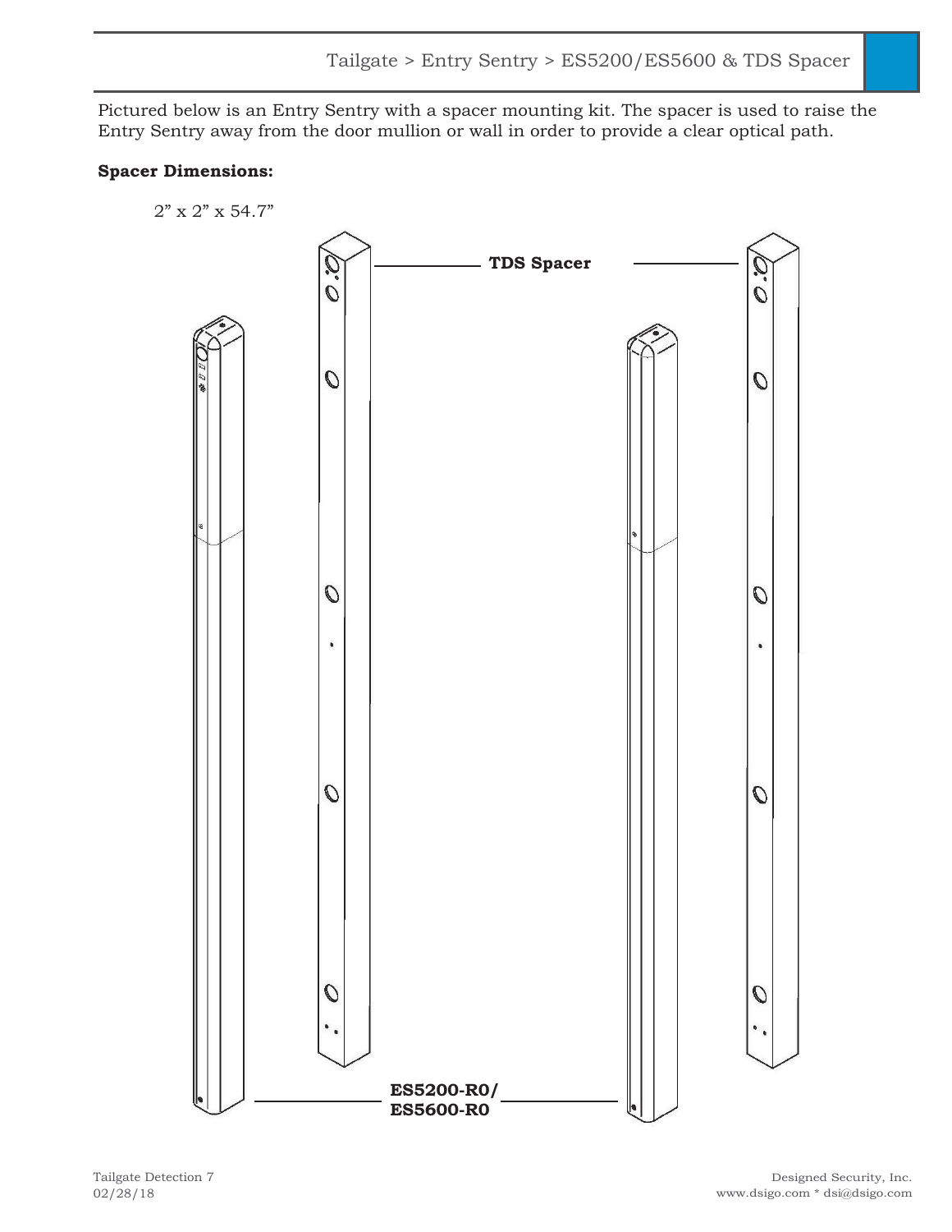Pictured below is an Entry Sentry with a spacer mounting kit. The spacer is used to raise the Entry Sentry away from the door mullion or wall in order to provide a clear optical path.

**Spacer Dimensions:**

2” x 2” x 54.7”

**TDS Spacer**

**ES5200-R0/ ES5600-R0**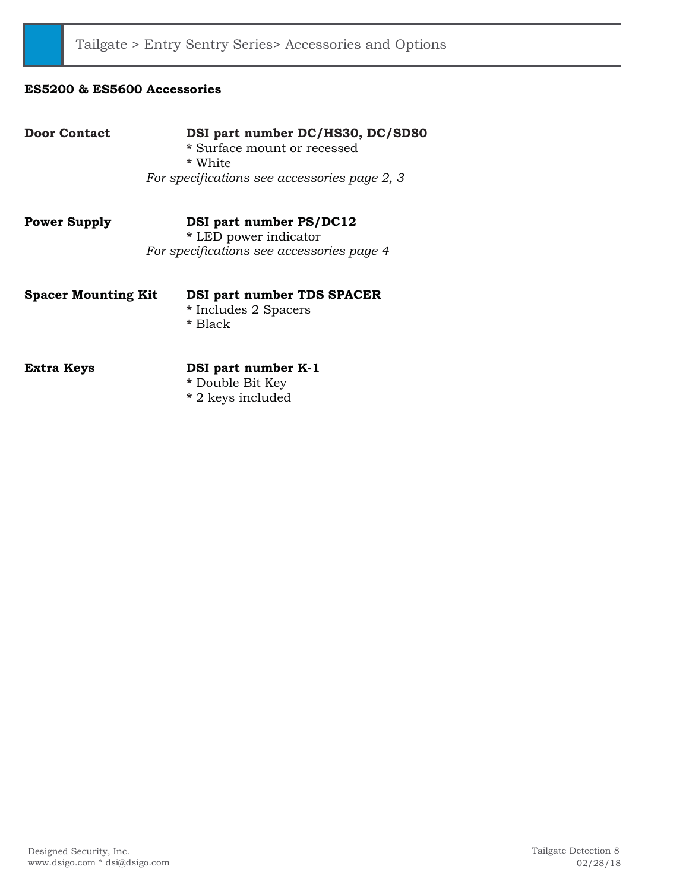Tailgate > Entry Sentry Series> Accessories and Options

**ES5200 & ES5600 Accessories**

**Door Contact** — **DSI part number DC/HS30, DC/SD80**

* Surface mount or recessed
* White

*For specifications see accessories page 2, 3*

**Power Supply** — **DSI part number PS/DC12**

* LED power indicator

*For specifications see accessories page 4*

**Spacer Mounting Kit** — **DSI part number TDS SPACER**

* Includes 2 Spacers
* Black

**Extra Keys** — **DSI part number K-1**

* Double Bit Key
* 2 keys included